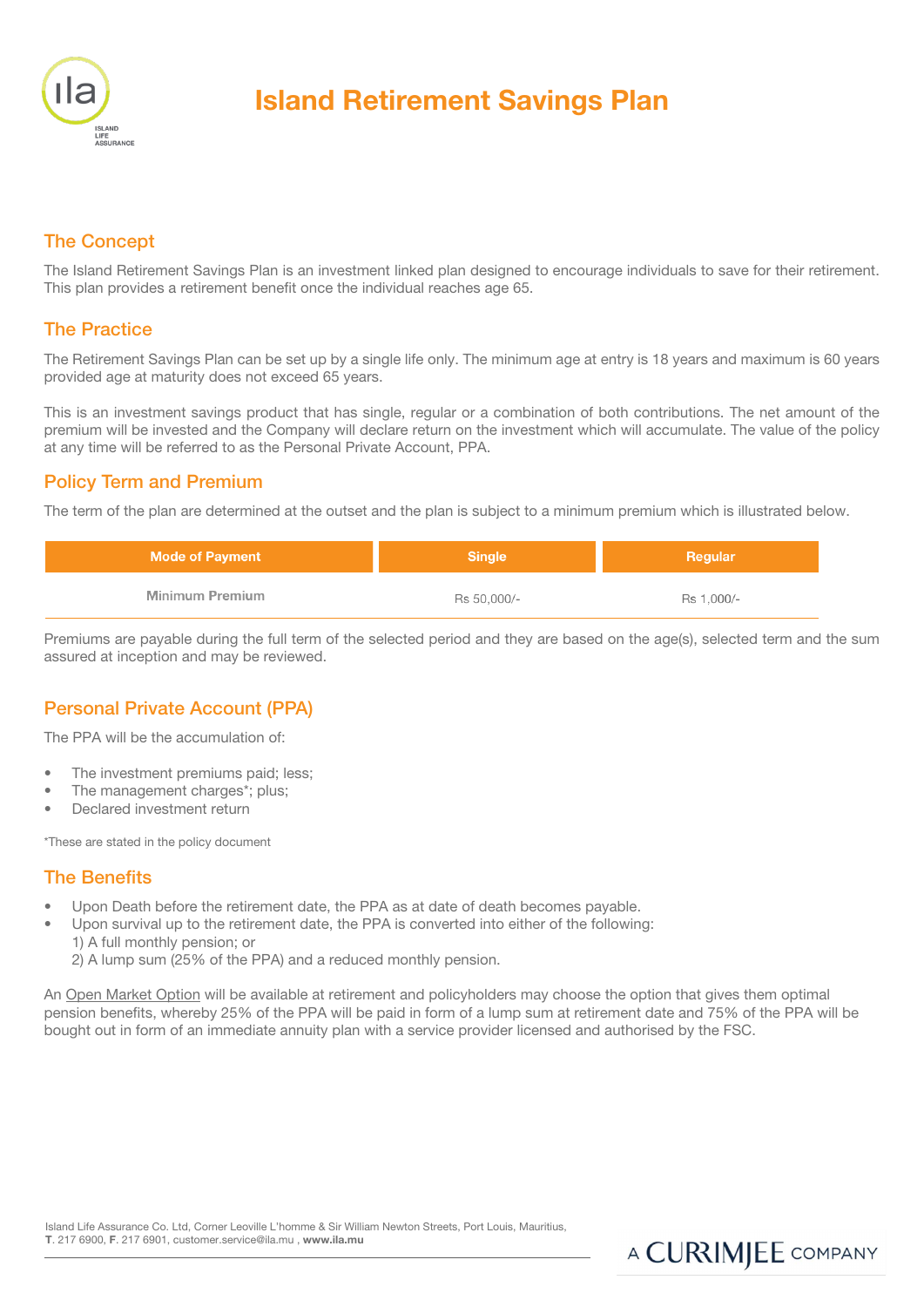# Island Retirement Savings Plan

## The Concept

The Island Retirement Savings Plan is an investment linked plan designed to encourage individuals to save for their retirement. This plan provides a retirement benefit once the individual reaches age 65.

## The Practice

The Retirement Savings Plan can be set up by a single life only. The minimum age at entry is 18 years and maximum is 60 years provided age at maturity does not exceed 65 years.

This is an investment savings product that has single, regular or a combination of both contributions. The net amount of the premium will be invested and the Company will declare return on the investment which will accumulate. The value of the policy at any time will be referred to as the Personal Private Account, PPA.

## Policy Term and Premium

The term of the plan are determined at the outset and the plan is subject to a minimum premium which is illustrated below.

| Mode of Payment | Single | Regular |
|---|---|---|
| Minimum Premium | Rs 50,000/- | Rs 1,000/- |

Premiums are payable during the full term of the selected period and they are based on the age(s), selected term and the sum assured at inception and may be reviewed.

## Personal Private Account (PPA)

The PPA will be the accumulation of:

- The investment premiums paid; less;
- The management charges*; plus;
- Declared investment return

*These are stated in the policy document

## The Benefits

- Upon Death before the retirement date, the PPA as at date of death becomes payable.
- Upon survival up to the retirement date, the PPA is converted into either of the following:
  1) A full monthly pension; or
  2) A lump sum (25% of the PPA) and a reduced monthly pension.

An Open Market Option will be available at retirement and policyholders may choose the option that gives them optimal pension benefits, whereby 25% of the PPA will be paid in form of a lump sum at retirement date and 75% of the PPA will be bought out in form of an immediate annuity plan with a service provider licensed and authorised by the FSC.

Island Life Assurance Co. Ltd, Corner Leoville L'homme & Sir William Newton Streets, Port Louis, Mauritius,
**T**. 217 6900, **F**. 217 6901, customer.service@ila.mu , **www.ila.mu**

A CURRIMJEE COMPANY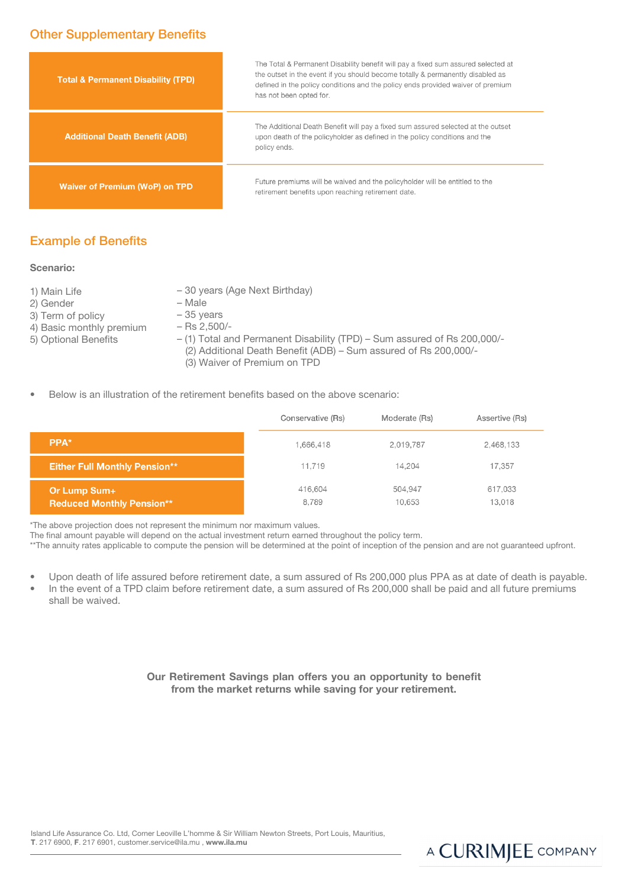## Other Supplementary Benefits

| | |
|---|---|
| **Total & Permanent Disability (TPD)** | The Total & Permanent Disability benefit will pay a fixed sum assured selected at the outset in the event if you should become totally & permanently disabled as defined in the policy conditions and the policy ends provided waiver of premium has not been opted for. |
| **Additional Death Benefit (ADB)** | The Additional Death Benefit will pay a fixed sum assured selected at the outset upon death of the policyholder as defined in the policy conditions and the policy ends. |
| **Waiver of Premium (WoP) on TPD** | Future premiums will be waived and the policyholder will be entitled to the retirement benefits upon reaching retirement date. |

## Example of Benefits

**Scenario:**

| | |
|---|---|
| 1) Main Life | – 30 years (Age Next Birthday) |
| 2) Gender | – Male |
| 3) Term of policy | – 35 years |
| 4) Basic monthly premium | – Rs 2,500/- |
| 5) Optional Benefits | – (1) Total and Permanent Disability (TPD) – Sum assured of Rs 200,000/-<br>(2) Additional Death Benefit (ADB) – Sum assured of Rs 200,000/-<br>(3) Waiver of Premium on TPD |

- Below is an illustration of the retirement benefits based on the above scenario:

| | Conservative (Rs) | Moderate (Rs) | Assertive (Rs) |
|---|---|---|---|
| **PPA*** | 1,666,418 | 2,019,787 | 2,468,133 |
| **Either Full Monthly Pension**** | 11,719 | 14,204 | 17,357 |
| **Or Lump Sum+** | 416,604 | 504,947 | 617,033 |
| **Reduced Monthly Pension**** | 8,789 | 10,653 | 13,018 |

*The above projection does not represent the minimum nor maximum values.
The final amount payable will depend on the actual investment return earned throughout the policy term.
**The annuity rates applicable to compute the pension will be determined at the point of inception of the pension and are not guaranteed upfront.

- Upon death of life assured before retirement date, a sum assured of Rs 200,000 plus PPA as at date of death is payable.
- In the event of a TPD claim before retirement date, a sum assured of Rs 200,000 shall be paid and all future premiums shall be waived.

**Our Retirement Savings plan offers you an opportunity to benefit from the market returns while saving for your retirement.**

Island Life Assurance Co. Ltd, Corner Leoville L'homme & Sir William Newton Streets, Port Louis, Mauritius,
**T**. 217 6900, **F**. 217 6901, customer.service@ila.mu , **www.ila.mu**

A CURRIMJEE COMPANY